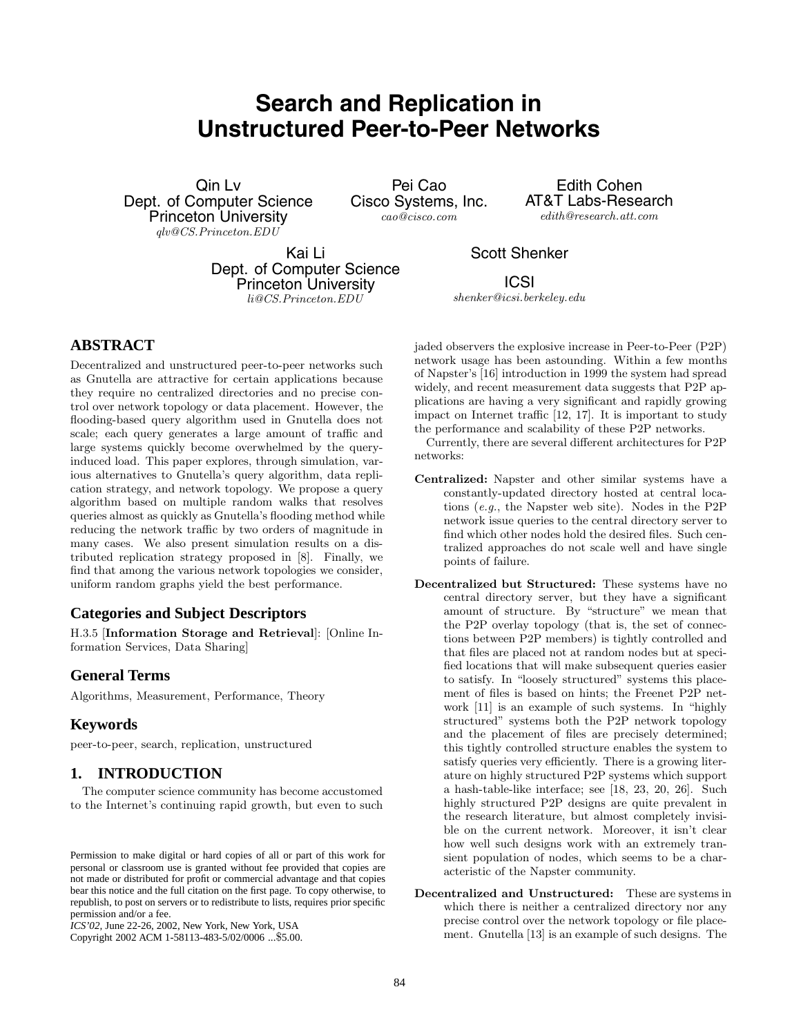# Search and Replication in Unstructured Peer-to-Peer Networks

Qin Lv
Dept. of Computer Science
Princeton University
*qlv@CS.Princeton.EDU*

Pei Cao
Cisco Systems, Inc.
*cao@cisco.com*

Edith Cohen
AT&T Labs-Research
*edith@research.att.com*

Kai Li
Dept. of Computer Science
Princeton University
*li@CS.Princeton.EDU*

Scott Shenker
ICSI
*shenker@icsi.berkeley.edu*

## ABSTRACT

Decentralized and unstructured peer-to-peer networks such as Gnutella are attractive for certain applications because they require no centralized directories and no precise control over network topology or data placement. However, the flooding-based query algorithm used in Gnutella does not scale; each query generates a large amount of traffic and large systems quickly become overwhelmed by the query-induced load. This paper explores, through simulation, various alternatives to Gnutella's query algorithm, data replication strategy, and network topology. We propose a query algorithm based on multiple random walks that resolves queries almost as quickly as Gnutella's flooding method while reducing the network traffic by two orders of magnitude in many cases. We also present simulation results on a distributed replication strategy proposed in [8]. Finally, we find that among the various network topologies we consider, uniform random graphs yield the best performance.

## Categories and Subject Descriptors

H.3.5 [**Information Storage and Retrieval**]: [Online Information Services, Data Sharing]

## General Terms

Algorithms, Measurement, Performance, Theory

## Keywords

peer-to-peer, search, replication, unstructured

## 1. INTRODUCTION

The computer science community has become accustomed to the Internet's continuing rapid growth, but even to such jaded observers the explosive increase in Peer-to-Peer (P2P) network usage has been astounding. Within a few months of Napster's [16] introduction in 1999 the system had spread widely, and recent measurement data suggests that P2P applications are having a very significant and rapidly growing impact on Internet traffic [12, 17]. It is important to study the performance and scalability of these P2P networks.

Currently, there are several different architectures for P2P networks:

**Centralized:** Napster and other similar systems have a constantly-updated directory hosted at central locations (*e.g.*, the Napster web site). Nodes in the P2P network issue queries to the central directory server to find which other nodes hold the desired files. Such centralized approaches do not scale well and have single points of failure.

**Decentralized but Structured:** These systems have no central directory server, but they have a significant amount of structure. By "structure" we mean that the P2P overlay topology (that is, the set of connections between P2P members) is tightly controlled and that files are placed not at random nodes but at specified locations that will make subsequent queries easier to satisfy. In "loosely structured" systems this placement of files is based on hints; the Freenet P2P network [11] is an example of such systems. In "highly structured" systems both the P2P network topology and the placement of files are precisely determined; this tightly controlled structure enables the system to satisfy queries very efficiently. There is a growing literature on highly structured P2P systems which support a hash-table-like interface; see [18, 23, 20, 26]. Such highly structured P2P designs are quite prevalent in the research literature, but almost completely invisible on the current network. Moreover, it isn't clear how well such designs work with an extremely transient population of nodes, which seems to be a characteristic of the Napster community.

**Decentralized and Unstructured:** These are systems in which there is neither a centralized directory nor any precise control over the network topology or file placement. Gnutella [13] is an example of such designs. The

Permission to make digital or hard copies of all or part of this work for personal or classroom use is granted without fee provided that copies are not made or distributed for profit or commercial advantage and that copies bear this notice and the full citation on the first page. To copy otherwise, to republish, to post on servers or to redistribute to lists, requires prior specific permission and/or a fee.
*ICS'02,* June 22-26, 2002, New York, New York, USA
Copyright 2002 ACM 1-58113-483-5/02/0006 ...$5.00.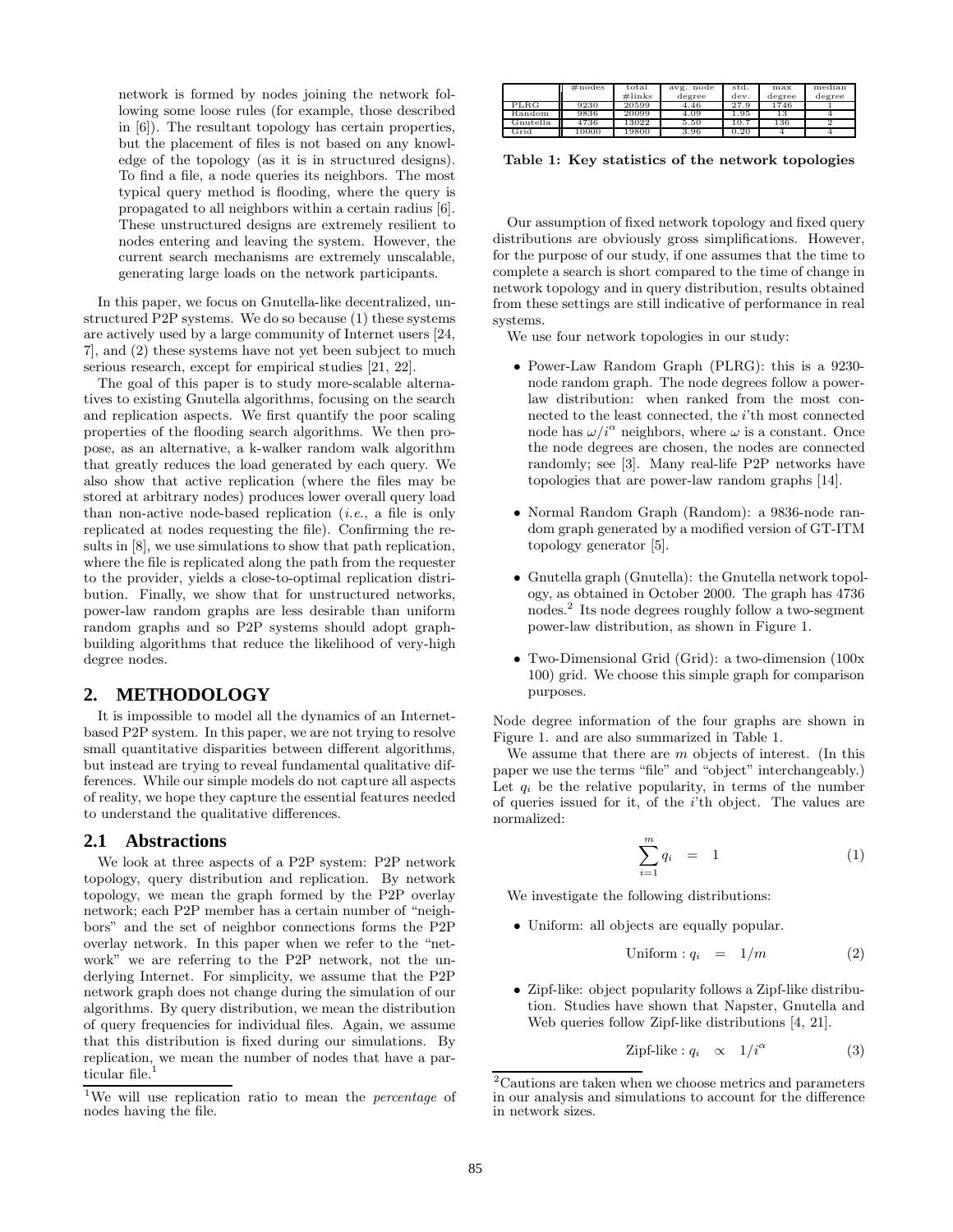network is formed by nodes joining the network following some loose rules (for example, those described in [6]). The resultant topology has certain properties, but the placement of files is not based on any knowledge of the topology (as it is in structured designs). To find a file, a node queries its neighbors. The most typical query method is flooding, where the query is propagated to all neighbors within a certain radius [6]. These unstructured designs are extremely resilient to nodes entering and leaving the system. However, the current search mechanisms are extremely unscalable, generating large loads on the network participants.

In this paper, we focus on Gnutella-like decentralized, unstructured P2P systems. We do so because (1) these systems are actively used by a large community of Internet users [24, 7], and (2) these systems have not yet been subject to much serious research, except for empirical studies [21, 22].

The goal of this paper is to study more-scalable alternatives to existing Gnutella algorithms, focusing on the search and replication aspects. We first quantify the poor scaling properties of the flooding search algorithms. We then propose, as an alternative, a k-walker random walk algorithm that greatly reduces the load generated by each query. We also show that active replication (where the files may be stored at arbitrary nodes) produces lower overall query load than non-active node-based replication (*i.e.*, a file is only replicated at nodes requesting the file). Confirming the results in [8], we use simulations to show that path replication, where the file is replicated along the path from the requester to the provider, yields a close-to-optimal replication distribution. Finally, we show that for unstructured networks, power-law random graphs are less desirable than uniform random graphs and so P2P systems should adopt graph-building algorithms that reduce the likelihood of very-high degree nodes.

## 2. METHODOLOGY

It is impossible to model all the dynamics of an Internet-based P2P system. In this paper, we are not trying to resolve small quantitative disparities between different algorithms, but instead are trying to reveal fundamental qualitative differences. While our simple models do not capture all aspects of reality, we hope they capture the essential features needed to understand the qualitative differences.

### 2.1 Abstractions

We look at three aspects of a P2P system: P2P network topology, query distribution and replication. By network topology, we mean the graph formed by the P2P overlay network; each P2P member has a certain number of "neighbors" and the set of neighbor connections forms the P2P overlay network. In this paper when we refer to the "network" we are referring to the P2P network, not the underlying Internet. For simplicity, we assume that the P2P network graph does not change during the simulation of our algorithms. By query distribution, we mean the distribution of query frequencies for individual files. Again, we assume that this distribution is fixed during our simulations. By replication, we mean the number of nodes that have a particular file.[1]

[1]We will use replication ratio to mean the *percentage* of nodes having the file.

|  | #nodes | total #links | avg. node degree | std. dev. | max degree | median degree |
|---|---|---|---|---|---|---|
| PLRG | 9230 | 20599 | 4.46 | 27.9 | 1746 | 1 |
| Random | 9836 | 20099 | 4.09 | 1.95 | 13 | 4 |
| Gnutella | 4736 | 13022 | 5.50 | 10.7 | 136 | 2 |
| Grid | 10000 | 19800 | 3.96 | 0.20 | 4 | 4 |

**Table 1: Key statistics of the network topologies**

Our assumption of fixed network topology and fixed query distributions are obviously gross simplifications. However, for the purpose of our study, if one assumes that the time to complete a search is short compared to the time of change in network topology and in query distribution, results obtained from these settings are still indicative of performance in real systems.

We use four network topologies in our study:

- Power-Law Random Graph (PLRG): this is a 9230-node random graph. The node degrees follow a power-law distribution: when ranked from the most connected to the least connected, the $i$'th most connected node has $\omega/i^{\alpha}$ neighbors, where $\omega$ is a constant. Once the node degrees are chosen, the nodes are connected randomly; see [3]. Many real-life P2P networks have topologies that are power-law random graphs [14].
- Normal Random Graph (Random): a 9836-node random graph generated by a modified version of GT-ITM topology generator [5].
- Gnutella graph (Gnutella): the Gnutella network topology, as obtained in October 2000. The graph has 4736 nodes.[2] Its node degrees roughly follow a two-segment power-law distribution, as shown in Figure 1.
- Two-Dimensional Grid (Grid): a two-dimension (100x 100) grid. We choose this simple graph for comparison purposes.

Node degree information of the four graphs are shown in Figure 1. and are also summarized in Table 1.

We assume that there are $m$ objects of interest. (In this paper we use the terms "file" and "object" interchangeably.) Let $q_i$ be the relative popularity, in terms of the number of queries issued for it, of the $i$'th object. The values are normalized:

$$\sum_{i=1}^{m} q_i = 1 \tag{1}$$

We investigate the following distributions:

- Uniform: all objects are equally popular.

$$\text{Uniform} : q_i = 1/m \tag{2}$$

- Zipf-like: object popularity follows a Zipf-like distribution. Studies have shown that Napster, Gnutella and Web queries follow Zipf-like distributions [4, 21].

$$\text{Zipf-like} : q_i \propto 1/i^{\alpha} \tag{3}$$

[2]Cautions are taken when we choose metrics and parameters in our analysis and simulations to account for the difference in network sizes.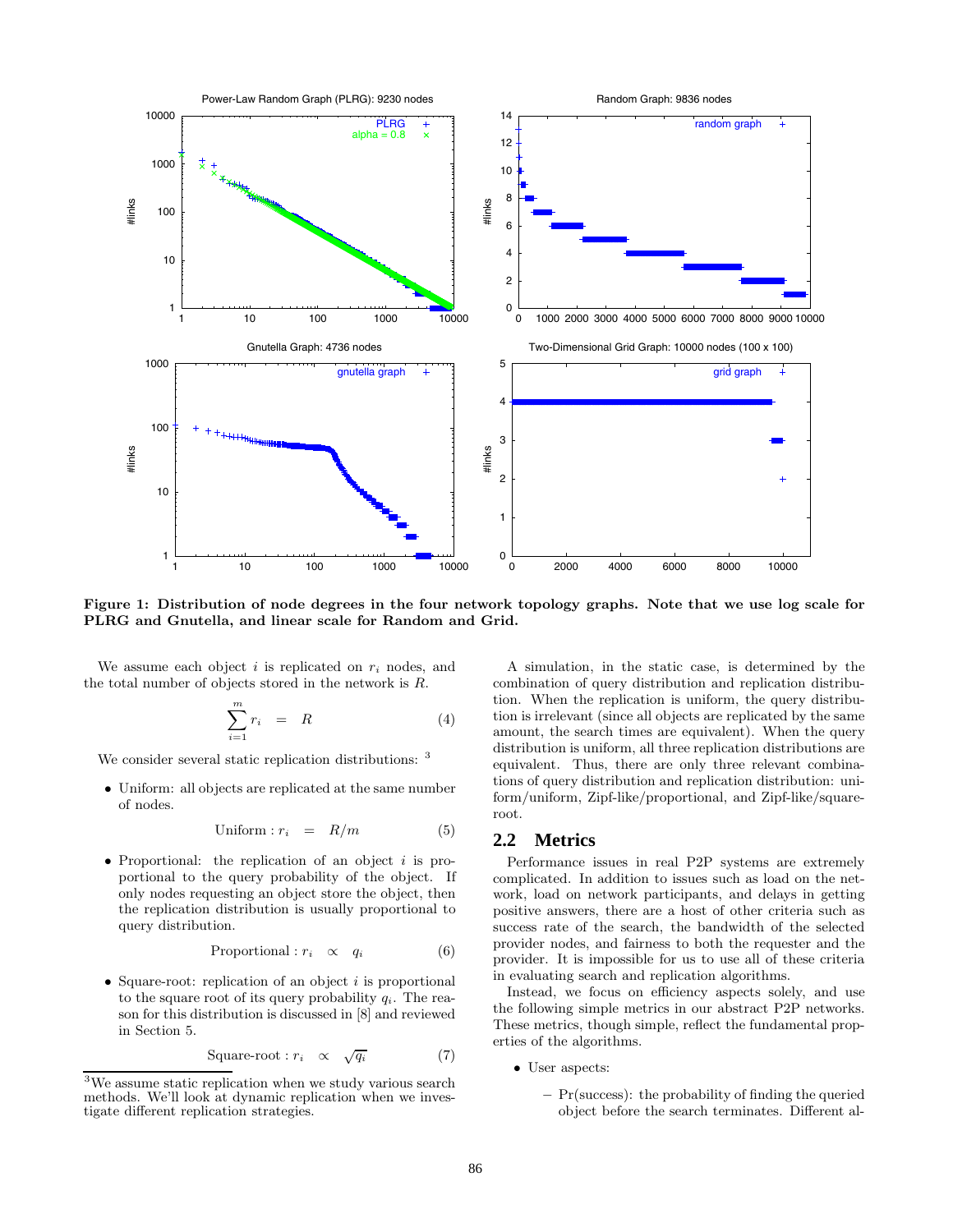**Figure 1: Distribution of node degrees in the four network topology graphs. Note that we use log scale for PLRG and Gnutella, and linear scale for Random and Grid.**

We assume each object $i$ is replicated on $r_i$ nodes, and the total number of objects stored in the network is $R$.

$$\sum_{i=1}^{m} r_i = R \tag{4}$$

We consider several static replication distributions: [3]

- Uniform: all objects are replicated at the same number of nodes.

$$\text{Uniform}: r_i = R/m \tag{5}$$

- Proportional: the replication of an object $i$ is proportional to the query probability of the object. If only nodes requesting an object store the object, then the replication distribution is usually proportional to query distribution.

$$\text{Proportional}: r_i \propto q_i \tag{6}$$

- Square-root: replication of an object $i$ is proportional to the square root of its query probability $q_i$. The reason for this distribution is discussed in [8] and reviewed in Section 5.

$$\text{Square-root}: r_i \propto \sqrt{q_i} \tag{7}$$

[3]We assume static replication when we study various search methods. We'll look at dynamic replication when we investigate different replication strategies.

A simulation, in the static case, is determined by the combination of query distribution and replication distribution. When the replication is uniform, the query distribution is irrelevant (since all objects are replicated by the same amount, the search times are equivalent). When the query distribution is uniform, all three replication distributions are equivalent. Thus, there are only three relevant combinations of query distribution and replication distribution: uniform/uniform, Zipf-like/proportional, and Zipf-like/square-root.

## 2.2 Metrics

Performance issues in real P2P systems are extremely complicated. In addition to issues such as load on the network, load on network participants, and delays in getting positive answers, there are a host of other criteria such as success rate of the search, the bandwidth of the selected provider nodes, and fairness to both the requester and the provider. It is impossible for us to use all of these criteria in evaluating search and replication algorithms.

Instead, we focus on efficiency aspects solely, and use the following simple metrics in our abstract P2P networks. These metrics, though simple, reflect the fundamental properties of the algorithms.

- User aspects:
  - Pr(success): the probability of finding the queried object before the search terminates. Different al-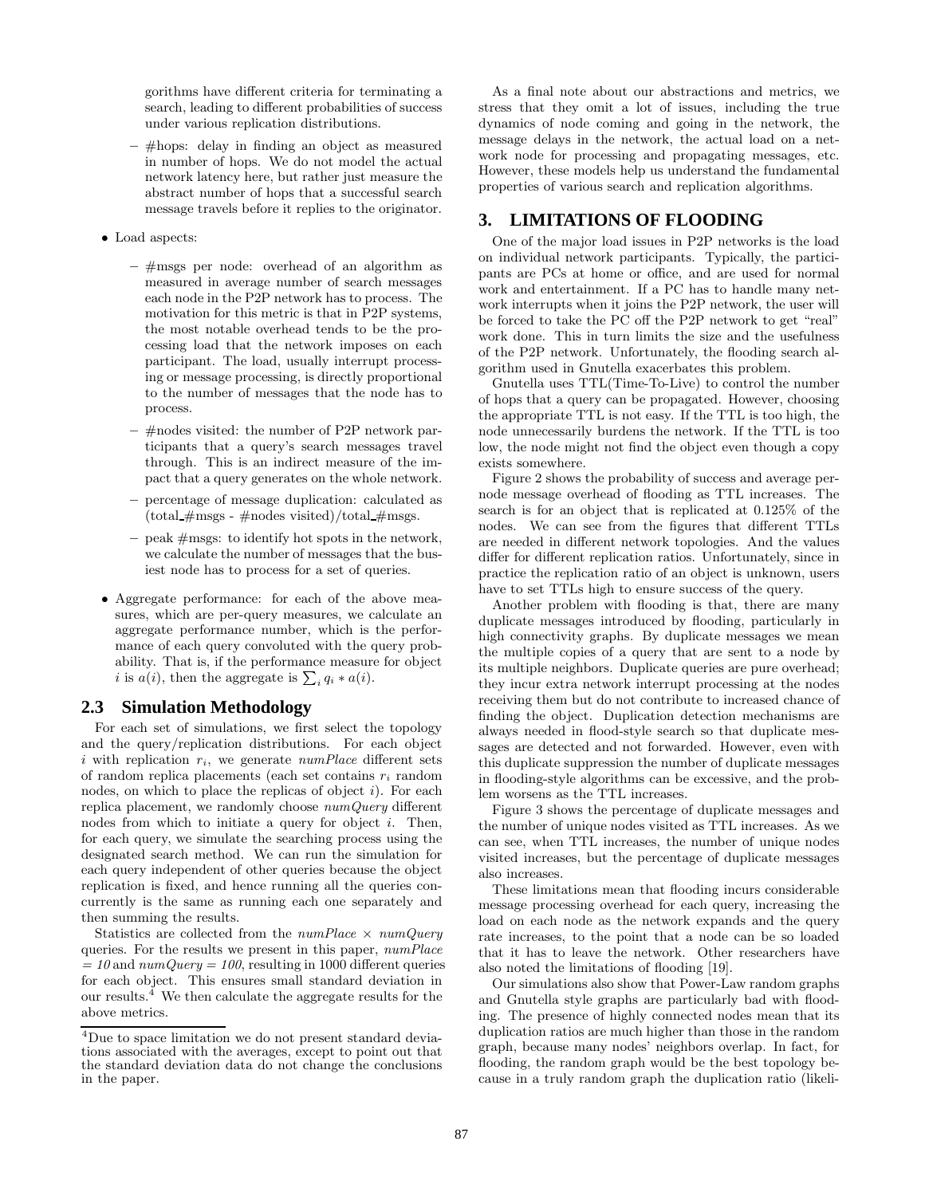gorithms have different criteria for terminating a search, leading to different probabilities of success under various replication distributions.

  - #hops: delay in finding an object as measured in number of hops. We do not model the actual network latency here, but rather just measure the abstract number of hops that a successful search message travels before it replies to the originator.

- Load aspects:
  - #msgs per node: overhead of an algorithm as measured in average number of search messages each node in the P2P network has to process. The motivation for this metric is that in P2P systems, the most notable overhead tends to be the processing load that the network imposes on each participant. The load, usually interrupt processing or message processing, is directly proportional to the number of messages that the node has to process.
  - #nodes visited: the number of P2P network participants that a query's search messages travel through. This is an indirect measure of the impact that a query generates on the whole network.
  - percentage of message duplication: calculated as (total_#msgs - #nodes visited)/total_#msgs.
  - peak #msgs: to identify hot spots in the network, we calculate the number of messages that the busiest node has to process for a set of queries.

- Aggregate performance: for each of the above measures, which are per-query measures, we calculate an aggregate performance number, which is the performance of each query convoluted with the query probability. That is, if the performance measure for object $i$ is $a(i)$, then the aggregate is $\sum_i q_i * a(i)$.

## 2.3 Simulation Methodology

For each set of simulations, we first select the topology and the query/replication distributions. For each object $i$ with replication $r_i$, we generate *numPlace* different sets of random replica placements (each set contains $r_i$ random nodes, on which to place the replicas of object $i$). For each replica placement, we randomly choose *numQuery* different nodes from which to initiate a query for object $i$. Then, for each query, we simulate the searching process using the designated search method. We can run the simulation for each query independent of other queries because the object replication is fixed, and hence running all the queries concurrently is the same as running each one separately and then summing the results.

Statistics are collected from the *numPlace* $\times$ *numQuery* queries. For the results we present in this paper, *numPlace* $= 10$ and *numQuery* $= 100$, resulting in 1000 different queries for each object. This ensures small standard deviation in our results.[4] We then calculate the aggregate results for the above metrics.

[4] Due to space limitation we do not present standard deviations associated with the averages, except to point out that the standard deviation data do not change the conclusions in the paper.

As a final note about our abstractions and metrics, we stress that they omit a lot of issues, including the true dynamics of node coming and going in the network, the message delays in the network, the actual load on a network node for processing and propagating messages, etc. However, these models help us understand the fundamental properties of various search and replication algorithms.

# 3. LIMITATIONS OF FLOODING

One of the major load issues in P2P networks is the load on individual network participants. Typically, the participants are PCs at home or office, and are used for normal work and entertainment. If a PC has to handle many network interrupts when it joins the P2P network, the user will be forced to take the PC off the P2P network to get "real" work done. This in turn limits the size and the usefulness of the P2P network. Unfortunately, the flooding search algorithm used in Gnutella exacerbates this problem.

Gnutella uses TTL(Time-To-Live) to control the number of hops that a query can be propagated. However, choosing the appropriate TTL is not easy. If the TTL is too high, the node unnecessarily burdens the network. If the TTL is too low, the node might not find the object even though a copy exists somewhere.

Figure 2 shows the probability of success and average per-node message overhead of flooding as TTL increases. The search is for an object that is replicated at 0.125% of the nodes. We can see from the figures that different TTLs are needed in different network topologies. And the values differ for different replication ratios. Unfortunately, since in practice the replication ratio of an object is unknown, users have to set TTLs high to ensure success of the query.

Another problem with flooding is that, there are many duplicate messages introduced by flooding, particularly in high connectivity graphs. By duplicate messages we mean the multiple copies of a query that are sent to a node by its multiple neighbors. Duplicate queries are pure overhead; they incur extra network interrupt processing at the nodes receiving them but do not contribute to increased chance of finding the object. Duplication detection mechanisms are always needed in flood-style search so that duplicate messages are detected and not forwarded. However, even with this duplicate suppression the number of duplicate messages in flooding-style algorithms can be excessive, and the problem worsens as the TTL increases.

Figure 3 shows the percentage of duplicate messages and the number of unique nodes visited as TTL increases. As we can see, when TTL increases, the number of unique nodes visited increases, but the percentage of duplicate messages also increases.

These limitations mean that flooding incurs considerable message processing overhead for each query, increasing the load on each node as the network expands and the query rate increases, to the point that a node can be so loaded that it has to leave the network. Other researchers have also noted the limitations of flooding [19].

Our simulations also show that Power-Law random graphs and Gnutella style graphs are particularly bad with flooding. The presence of highly connected nodes mean that its duplication ratios are much higher than those in the random graph, because many nodes' neighbors overlap. In fact, for flooding, the random graph would be the best topology because in a truly random graph the duplication ratio (likeli-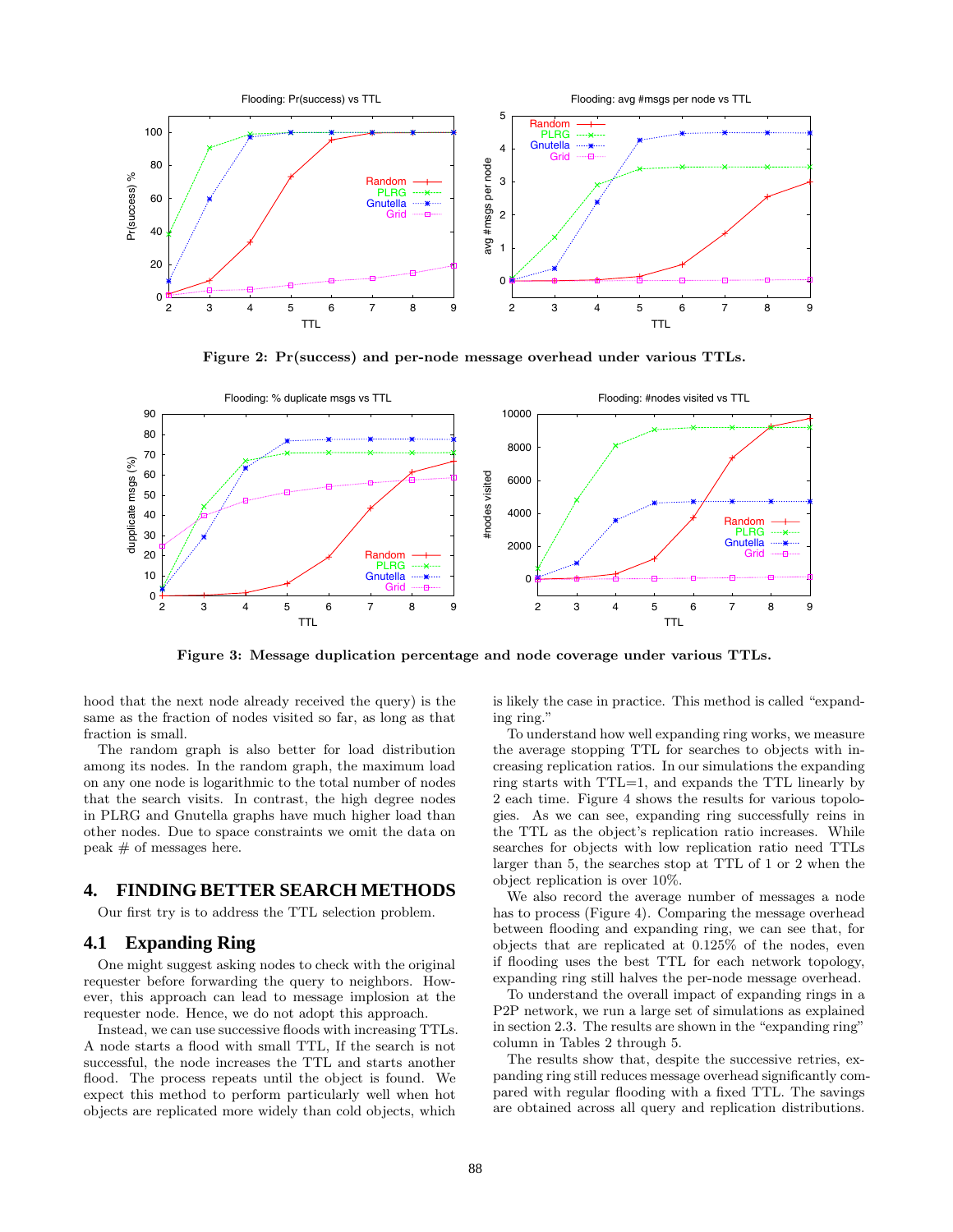Figure 2: Pr(success) and per-node message overhead under various TTLs.

Figure 3: Message duplication percentage and node coverage under various TTLs.

hood that the next node already received the query) is the same as the fraction of nodes visited so far, as long as that fraction is small.

The random graph is also better for load distribution among its nodes. In the random graph, the maximum load on any one node is logarithmic to the total number of nodes that the search visits. In contrast, the high degree nodes in PLRG and Gnutella graphs have much higher load than other nodes. Due to space constraints we omit the data on peak # of messages here.

# 4. FINDING BETTER SEARCH METHODS

Our first try is to address the TTL selection problem.

## 4.1 Expanding Ring

One might suggest asking nodes to check with the original requester before forwarding the query to neighbors. However, this approach can lead to message implosion at the requester node. Hence, we do not adopt this approach.

Instead, we can use successive floods with increasing TTLs. A node starts a flood with small TTL, If the search is not successful, the node increases the TTL and starts another flood. The process repeats until the object is found. We expect this method to perform particularly well when hot objects are replicated more widely than cold objects, which is likely the case in practice. This method is called "expanding ring."

To understand how well expanding ring works, we measure the average stopping TTL for searches to objects with increasing replication ratios. In our simulations the expanding ring starts with TTL=1, and expands the TTL linearly by 2 each time. Figure 4 shows the results for various topologies. As we can see, expanding ring successfully reins in the TTL as the object's replication ratio increases. While searches for objects with low replication ratio need TTLs larger than 5, the searches stop at TTL of 1 or 2 when the object replication is over 10%.

We also record the average number of messages a node has to process (Figure 4). Comparing the message overhead between flooding and expanding ring, we can see that, for objects that are replicated at 0.125% of the nodes, even if flooding uses the best TTL for each network topology, expanding ring still halves the per-node message overhead.

To understand the overall impact of expanding rings in a P2P network, we run a large set of simulations as explained in section 2.3. The results are shown in the "expanding ring" column in Tables 2 through 5.

The results show that, despite the successive retries, expanding ring still reduces message overhead significantly compared with regular flooding with a fixed TTL. The savings are obtained across all query and replication distributions.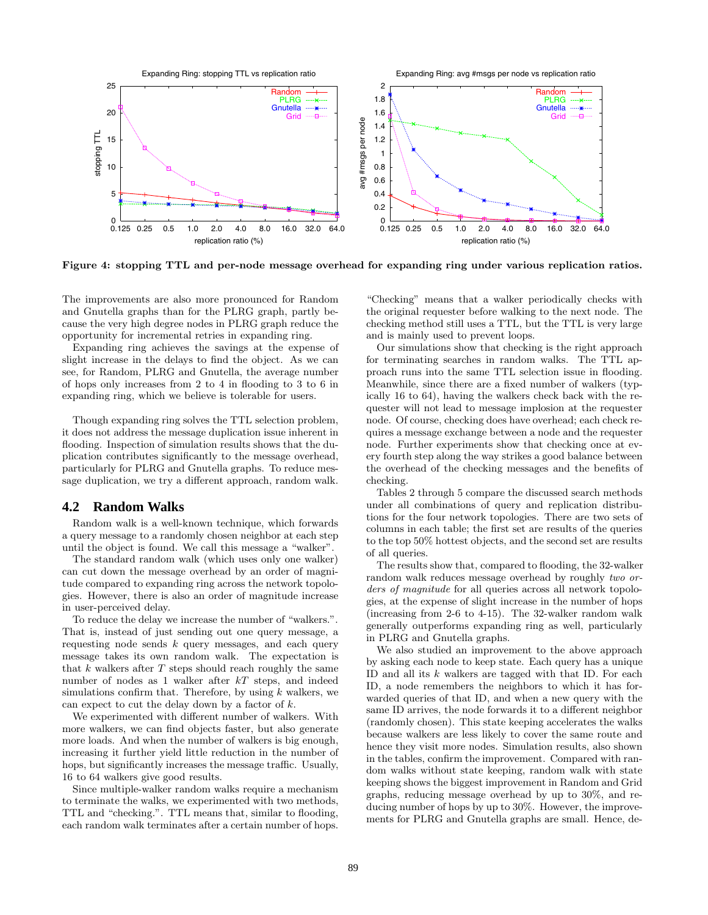Figure 4: stopping TTL and per-node message overhead for expanding ring under various replication ratios.

The improvements are also more pronounced for Random and Gnutella graphs than for the PLRG graph, partly because the very high degree nodes in PLRG graph reduce the opportunity for incremental retries in expanding ring.

Expanding ring achieves the savings at the expense of slight increase in the delays to find the object. As we can see, for Random, PLRG and Gnutella, the average number of hops only increases from 2 to 4 in flooding to 3 to 6 in expanding ring, which we believe is tolerable for users.

Though expanding ring solves the TTL selection problem, it does not address the message duplication issue inherent in flooding. Inspection of simulation results shows that the duplication contributes significantly to the message overhead, particularly for PLRG and Gnutella graphs. To reduce message duplication, we try a different approach, random walk.

## 4.2 Random Walks

Random walk is a well-known technique, which forwards a query message to a randomly chosen neighbor at each step until the object is found. We call this message a "walker".

The standard random walk (which uses only one walker) can cut down the message overhead by an order of magnitude compared to expanding ring across the network topologies. However, there is also an order of magnitude increase in user-perceived delay.

To reduce the delay we increase the number of "walkers.". That is, instead of just sending out one query message, a requesting node sends $k$ query messages, and each query message takes its own random walk. The expectation is that $k$ walkers after $T$ steps should reach roughly the same number of nodes as 1 walker after $kT$ steps, and indeed simulations confirm that. Therefore, by using $k$ walkers, we can expect to cut the delay down by a factor of $k$.

We experimented with different number of walkers. With more walkers, we can find objects faster, but also generate more loads. And when the number of walkers is big enough, increasing it further yield little reduction in the number of hops, but significantly increases the message traffic. Usually, 16 to 64 walkers give good results.

Since multiple-walker random walks require a mechanism to terminate the walks, we experimented with two methods, TTL and "checking.". TTL means that, similar to flooding, each random walk terminates after a certain number of hops. "Checking" means that a walker periodically checks with the original requester before walking to the next node. The checking method still uses a TTL, but the TTL is very large and is mainly used to prevent loops.

Our simulations show that checking is the right approach for terminating searches in random walks. The TTL approach runs into the same TTL selection issue in flooding. Meanwhile, since there are a fixed number of walkers (typically 16 to 64), having the walkers check back with the requester will not lead to message implosion at the requester node. Of course, checking does have overhead; each check requires a message exchange between a node and the requester node. Further experiments show that checking once at every fourth step along the way strikes a good balance between the overhead of the checking messages and the benefits of checking.

Tables 2 through 5 compare the discussed search methods under all combinations of query and replication distributions for the four network topologies. There are two sets of columns in each table; the first set are results of the queries to the top 50% hottest objects, and the second set are results of all queries.

The results show that, compared to flooding, the 32-walker random walk reduces message overhead by roughly *two orders of magnitude* for all queries across all network topologies, at the expense of slight increase in the number of hops (increasing from 2-6 to 4-15). The 32-walker random walk generally outperforms expanding ring as well, particularly in PLRG and Gnutella graphs.

We also studied an improvement to the above approach by asking each node to keep state. Each query has a unique ID and all its $k$ walkers are tagged with that ID. For each ID, a node remembers the neighbors to which it has forwarded queries of that ID, and when a new query with the same ID arrives, the node forwards it to a different neighbor (randomly chosen). This state keeping accelerates the walks because walkers are less likely to cover the same route and hence they visit more nodes. Simulation results, also shown in the tables, confirm the improvement. Compared with random walks without state keeping, random walk with state keeping shows the biggest improvement in Random and Grid graphs, reducing message overhead by up to 30%, and reducing number of hops by up to 30%. However, the improvements for PLRG and Gnutella graphs are small. Hence, de-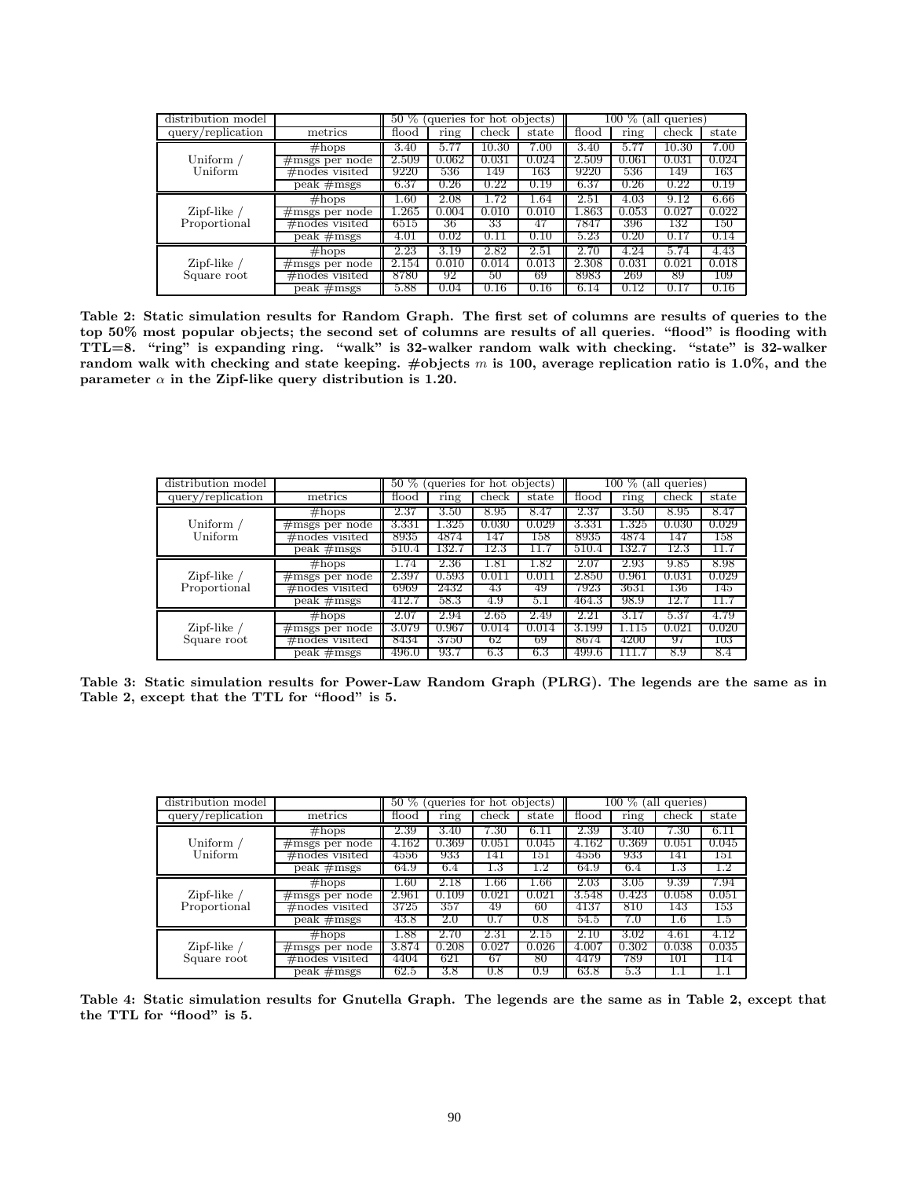| distribution model | | 50 % (queries for hot objects) | | | | 100 % (all queries) | | | |
|---|---|---|---|---|---|---|---|---|---|
| query/replication | metrics | flood | ring | check | state | flood | ring | check | state |
| Uniform / Uniform | #hops | 3.40 | 5.77 | 10.30 | 7.00 | 3.40 | 5.77 | 10.30 | 7.00 |
| | #msgs per node | 2.509 | 0.062 | 0.031 | 0.024 | 2.509 | 0.061 | 0.031 | 0.024 |
| | #nodes visited | 9220 | 536 | 149 | 163 | 9220 | 536 | 149 | 163 |
| | peak #msgs | 6.37 | 0.26 | 0.22 | 0.19 | 6.37 | 0.26 | 0.22 | 0.19 |
| Zipf-like / Proportional | #hops | 1.60 | 2.08 | 1.72 | 1.64 | 2.51 | 4.03 | 9.12 | 6.66 |
| | #msgs per node | 1.265 | 0.004 | 0.010 | 0.010 | 1.863 | 0.053 | 0.027 | 0.022 |
| | #nodes visited | 6515 | 36 | 33 | 47 | 7847 | 396 | 132 | 150 |
| | peak #msgs | 4.01 | 0.02 | 0.11 | 0.10 | 5.23 | 0.20 | 0.17 | 0.14 |
| Zipf-like / Square root | #hops | 2.23 | 3.19 | 2.82 | 2.51 | 2.70 | 4.24 | 5.74 | 4.43 |
| | #msgs per node | 2.154 | 0.010 | 0.014 | 0.013 | 2.308 | 0.031 | 0.021 | 0.018 |
| | #nodes visited | 8780 | 92 | 50 | 69 | 8983 | 269 | 89 | 109 |
| | peak #msgs | 5.88 | 0.04 | 0.16 | 0.16 | 6.14 | 0.12 | 0.17 | 0.16 |

**Table 2: Static simulation results for Random Graph. The first set of columns are results of queries to the top 50% most popular objects; the second set of columns are results of all queries. "flood" is flooding with TTL=8. "ring" is expanding ring. "walk" is 32-walker random walk with checking. "state" is 32-walker random walk with checking and state keeping. #objects $m$ is 100, average replication ratio is 1.0%, and the parameter $\alpha$ in the Zipf-like query distribution is 1.20.**

| distribution model | | 50 % (queries for hot objects) | | | | 100 % (all queries) | | | |
|---|---|---|---|---|---|---|---|---|---|
| query/replication | metrics | flood | ring | check | state | flood | ring | check | state |
| Uniform / Uniform | #hops | 2.37 | 3.50 | 8.95 | 8.47 | 2.37 | 3.50 | 8.95 | 8.47 |
| | #msgs per node | 3.331 | 1.325 | 0.030 | 0.029 | 3.331 | 1.325 | 0.030 | 0.029 |
| | #nodes visited | 8935 | 4874 | 147 | 158 | 8935 | 4874 | 147 | 158 |
| | peak #msgs | 510.4 | 132.7 | 12.3 | 11.7 | 510.4 | 132.7 | 12.3 | 11.7 |
| Zipf-like / Proportional | #hops | 1.74 | 2.36 | 1.81 | 1.82 | 2.07 | 2.93 | 9.85 | 8.98 |
| | #msgs per node | 2.397 | 0.593 | 0.011 | 0.011 | 2.850 | 0.961 | 0.031 | 0.029 |
| | #nodes visited | 6969 | 2432 | 43 | 49 | 7923 | 3631 | 136 | 145 |
| | peak #msgs | 412.7 | 58.3 | 4.9 | 5.1 | 464.3 | 98.9 | 12.7 | 11.7 |
| Zipf-like / Square root | #hops | 2.07 | 2.94 | 2.65 | 2.49 | 2.21 | 3.17 | 5.37 | 4.79 |
| | #msgs per node | 3.079 | 0.967 | 0.014 | 0.014 | 3.199 | 1.115 | 0.021 | 0.020 |
| | #nodes visited | 8434 | 3750 | 62 | 69 | 8674 | 4200 | 97 | 103 |
| | peak #msgs | 496.0 | 93.7 | 6.3 | 6.3 | 499.6 | 111.7 | 8.9 | 8.4 |

**Table 3: Static simulation results for Power-Law Random Graph (PLRG). The legends are the same as in Table 2, except that the TTL for "flood" is 5.**

| distribution model | | 50 % (queries for hot objects) | | | | 100 % (all queries) | | | |
|---|---|---|---|---|---|---|---|---|---|
| query/replication | metrics | flood | ring | check | state | flood | ring | check | state |
| Uniform / Uniform | #hops | 2.39 | 3.40 | 7.30 | 6.11 | 2.39 | 3.40 | 7.30 | 6.11 |
| | #msgs per node | 4.162 | 0.369 | 0.051 | 0.045 | 4.162 | 0.369 | 0.051 | 0.045 |
| | #nodes visited | 4556 | 933 | 141 | 151 | 4556 | 933 | 141 | 151 |
| | peak #msgs | 64.9 | 6.4 | 1.3 | 1.2 | 64.9 | 6.4 | 1.3 | 1.2 |
| Zipf-like / Proportional | #hops | 1.60 | 2.18 | 1.66 | 1.66 | 2.03 | 3.05 | 9.39 | 7.94 |
| | #msgs per node | 2.961 | 0.109 | 0.021 | 0.021 | 3.548 | 0.423 | 0.058 | 0.051 |
| | #nodes visited | 3725 | 357 | 49 | 60 | 4137 | 810 | 143 | 153 |
| | peak #msgs | 43.8 | 2.0 | 0.7 | 0.8 | 54.5 | 7.0 | 1.6 | 1.5 |
| Zipf-like / Square root | #hops | 1.88 | 2.70 | 2.31 | 2.15 | 2.10 | 3.02 | 4.61 | 4.12 |
| | #msgs per node | 3.874 | 0.208 | 0.027 | 0.026 | 4.007 | 0.302 | 0.038 | 0.035 |
| | #nodes visited | 4404 | 621 | 67 | 80 | 4479 | 789 | 101 | 114 |
| | peak #msgs | 62.5 | 3.8 | 0.8 | 0.9 | 63.8 | 5.3 | 1.1 | 1.1 |

**Table 4: Static simulation results for Gnutella Graph. The legends are the same as in Table 2, except that the TTL for "flood" is 5.**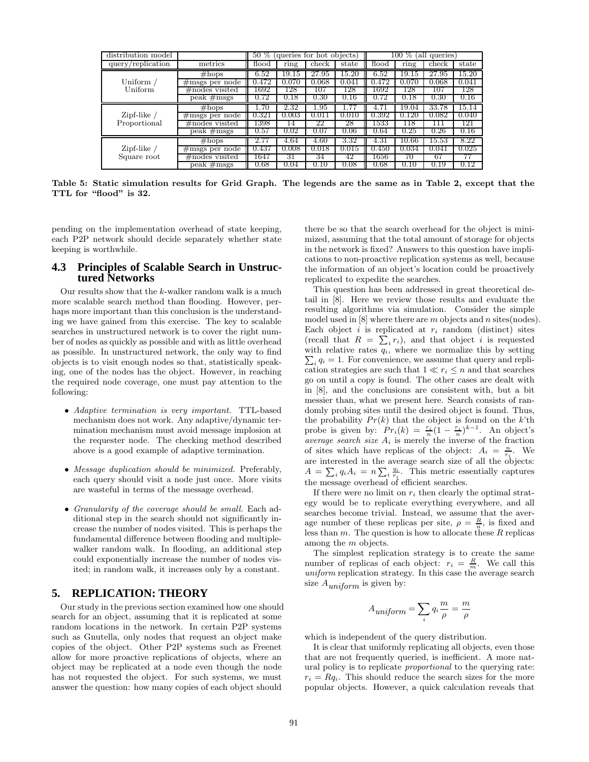| distribution model | | 50 % (queries for hot objects) | | | | 100 % (all queries) | | | |
|---|---|---|---|---|---|---|---|---|---|
| query/replication | metrics | flood | ring | check | state | flood | ring | check | state |
| Uniform / Uniform | #hops | 6.52 | 19.15 | 27.95 | 15.20 | 6.52 | 19.15 | 27.95 | 15.20 |
| | #msgs per node | 0.472 | 0.070 | 0.068 | 0.041 | 0.472 | 0.070 | 0.068 | 0.041 |
| | #nodes visited | 1692 | 128 | 107 | 128 | 1692 | 128 | 107 | 128 |
| | peak #msgs | 0.72 | 0.18 | 0.30 | 0.16 | 0.72 | 0.18 | 0.30 | 0.16 |
| Zipf-like / Proportional | #hops | 1.70 | 2.32 | 1.95 | 1.77 | 4.71 | 19.04 | 33.78 | 15.14 |
| | #msgs per node | 0.321 | 0.003 | 0.011 | 0.010 | 0.392 | 0.120 | 0.082 | 0.040 |
| | #nodes visited | 1398 | 14 | 22 | 28 | 1533 | 118 | 111 | 121 |
| | peak #msgs | 0.57 | 0.02 | 0.07 | 0.06 | 0.64 | 0.25 | 0.26 | 0.16 |
| Zipf-like / Square root | #hops | 2.77 | 4.64 | 4.60 | 3.32 | 4.31 | 10.66 | 15.53 | 8.22 |
| | #msgs per node | 0.437 | 0.008 | 0.018 | 0.015 | 0.450 | 0.034 | 0.041 | 0.025 |
| | #nodes visited | 1647 | 31 | 34 | 42 | 1656 | 70 | 67 | 77 |
| | peak #msgs | 0.68 | 0.04 | 0.10 | 0.08 | 0.68 | 0.10 | 0.19 | 0.12 |

**Table 5: Static simulation results for Grid Graph. The legends are the same as in Table 2, except that the TTL for "flood" is 32.**

pending on the implementation overhead of state keeping, each P2P network should decide separately whether state keeping is worthwhile.

### 4.3 Principles of Scalable Search in Unstructured Networks

Our results show that the $k$-walker random walk is a much more scalable search method than flooding. However, perhaps more important than this conclusion is the understanding we have gained from this exercise. The key to scalable searches in unstructured network is to cover the right number of nodes as quickly as possible and with as little overhead as possible. In unstructured network, the only way to find objects is to visit enough nodes so that, statistically speaking, one of the nodes has the object. However, in reaching the required node coverage, one must pay attention to the following:

- *Adaptive termination is very important.* TTL-based mechanism does not work. Any adaptive/dynamic termination mechanism must avoid message implosion at the requester node. The checking method described above is a good example of adaptive termination.
- *Message duplication should be minimized.* Preferably, each query should visit a node just once. More visits are wasteful in terms of the message overhead.
- *Granularity of the coverage should be small.* Each additional step in the search should not significantly increase the number of nodes visited. This is perhaps the fundamental difference between flooding and multiple-walker random walk. In flooding, an additional step could exponentially increase the number of nodes visited; in random walk, it increases only by a constant.

## 5. REPLICATION: THEORY

Our study in the previous section examined how one should search for an object, assuming that it is replicated at some random locations in the network. In certain P2P systems such as Gnutella, only nodes that request an object make copies of the object. Other P2P systems such as Freenet allow for more proactive replications of objects, where an object may be replicated at a node even though the node has not requested the object. For such systems, we must answer the question: how many copies of each object should there be so that the search overhead for the object is minimized, assuming that the total amount of storage for objects in the network is fixed? Answers to this question have implications to non-proactive replication systems as well, because the information of an object's location could be proactively replicated to expedite the searches.

This question has been addressed in great theoretical detail in [8]. Here we review those results and evaluate the resulting algorithms via simulation. Consider the simple model used in [8] where there are $m$ objects and $n$ sites(nodes). Each object $i$ is replicated at $r_i$ random (distinct) sites (recall that $R = \sum_i r_i$), and that object $i$ is requested with relative rates $q_i$, where we normalize this by setting $\sum_i q_i = 1$. For convenience, we assume that query and replication strategies are such that $1 \ll r_i \leq n$ and that searches go on until a copy is found. The other cases are dealt with in [8], and the conclusions are consistent with, but a bit messier than, what we present here. Search consists of randomly probing sites until the desired object is found. Thus, the probability $Pr(k)$ that the object is found on the $k$'th probe is given by: $Pr_i(k) = \frac{r_i}{n}(1 - \frac{r_i}{n})^{k-1}$. An object's *average search size* $A_i$ is merely the inverse of the fraction of sites which have replicas of the object: $A_i = \frac{n}{r_i}$. We are interested in the average search size of all the objects: $A = \sum_i q_i A_i = n \sum_i \frac{q_i}{r_i}$. This metric essentially captures the message overhead of efficient searches.

If there were no limit on $r_i$ then clearly the optimal strategy would be to replicate everything everywhere, and all searches become trivial. Instead, we assume that the average number of these replicas per site, $\rho = \frac{R}{n}$, is fixed and less than $m$. The question is how to allocate these $R$ replicas among the $m$ objects.

The simplest replication strategy is to create the same number of replicas of each object: $r_i = \frac{R}{m}$. We call this *uniform* replication strategy. In this case the average search size $A_{uniform}$ is given by:

$$A_{uniform} = \sum_i q_i \frac{m}{\rho} = \frac{m}{\rho}$$

which is independent of the query distribution.

It is clear that uniformly replicating all objects, even those that are not frequently queried, is inefficient. A more natural policy is to replicate *proportional* to the querying rate: $r_i = Rq_i$. This should reduce the search sizes for the more popular objects. However, a quick calculation reveals that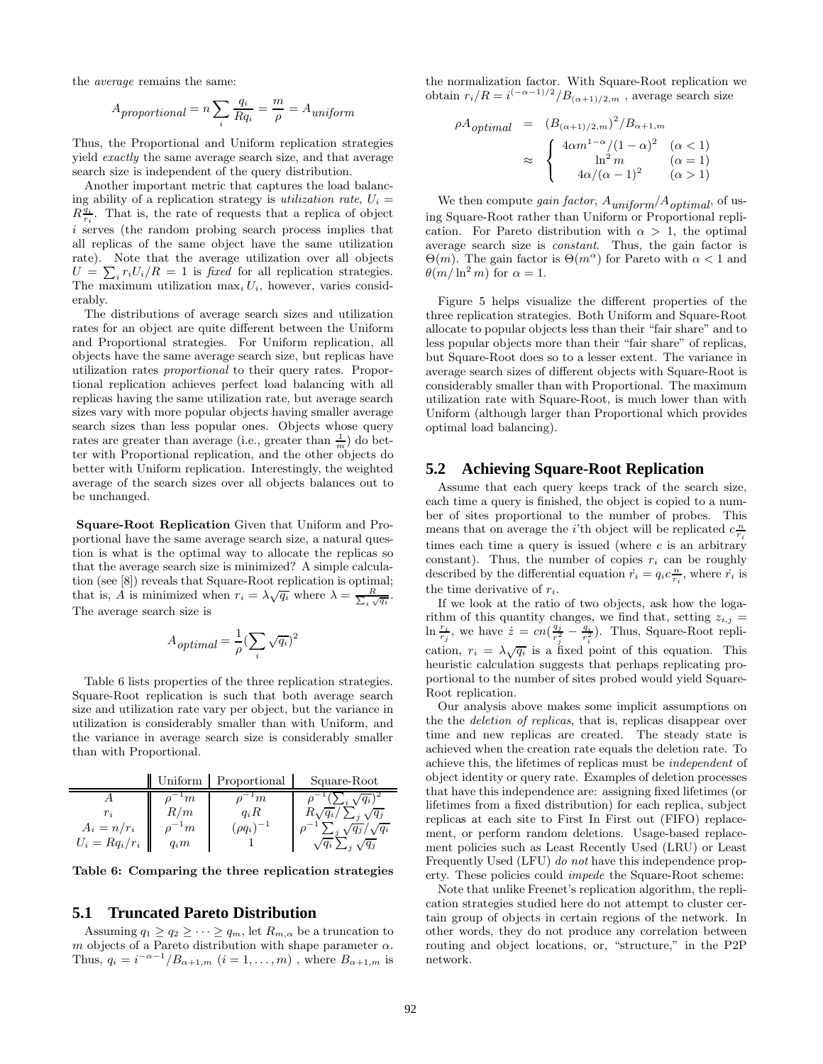the *average* remains the same:

$$A_{proportional} = n \sum_i \frac{q_i}{Rq_i} = \frac{m}{\rho} = A_{uniform}$$

Thus, the Proportional and Uniform replication strategies yield *exactly* the same average search size, and that average search size is independent of the query distribution.

Another important metric that captures the load balancing ability of a replication strategy is *utilization rate*, $U_i = R\frac{q_i}{r_i}$. That is, the rate of requests that a replica of object $i$ serves (the random probing search process implies that all replicas of the same object have the same utilization rate). Note that the average utilization over all objects $U = \sum_i r_i U_i / R = 1$ is *fixed* for all replication strategies. The maximum utilization $\max_i U_i$, however, varies considerably.

The distributions of average search sizes and utilization rates for an object are quite different between the Uniform and Proportional strategies. For Uniform replication, all objects have the same average search size, but replicas have utilization rates *proportional* to their query rates. Proportional replication achieves perfect load balancing with all replicas having the same utilization rate, but average search sizes vary with more popular objects having smaller average search sizes than less popular ones. Objects whose query rates are greater than average (i.e., greater than $\frac{1}{m}$) do better with Proportional replication, and the other objects do better with Uniform replication. Interestingly, the weighted average of the search sizes over all objects balances out to be unchanged.

**Square-Root Replication** Given that Uniform and Proportional have the same average search size, a natural question is what is the optimal way to allocate the replicas so that the average search size is minimized? A simple calculation (see [8]) reveals that Square-Root replication is optimal; that is, $A$ is minimized when $r_i = \lambda\sqrt{q_i}$ where $\lambda = \frac{R}{\sum_i \sqrt{q_i}}$. The average search size is

$$A_{optimal} = \frac{1}{\rho}(\sum_i \sqrt{q_i})^2$$

Table 6 lists properties of the three replication strategies. Square-Root replication is such that both average search size and utilization rate vary per object, but the variance in utilization is considerably smaller than with Uniform, and the variance in average search size is considerably smaller than with Proportional.

| | Uniform | Proportional | Square-Root |
|---|---|---|---|
| $A$ | $\rho^{-1}m$ | $\rho^{-1}m$ | $\rho^{-1}(\sum_i \sqrt{q_i})^2$ |
| $r_i$ | $R/m$ | $q_i R$ | $R\sqrt{q_i}/\sum_j \sqrt{q_j}$ |
| $A_i = n/r_i$ | $\rho^{-1}m$ | $(\rho q_i)^{-1}$ | $\rho^{-1}\sum_j \sqrt{q_j}/\sqrt{q_i}$ |
| $U_i = Rq_i/r_i$ | $q_i m$ | $1$ | $\sqrt{q_i}\sum_j \sqrt{q_j}$ |

**Table 6: Comparing the three replication strategies**

## 5.1 Truncated Pareto Distribution

Assuming $q_1 \geq q_2 \geq \cdots \geq q_m$, let $R_{m,\alpha}$ be a truncation to $m$ objects of a Pareto distribution with shape parameter $\alpha$. Thus, $q_i = i^{-\alpha-1}/B_{\alpha+1,m}$ $(i = 1, \ldots, m)$ , where $B_{\alpha+1,m}$ is the normalization factor. With Square-Root replication we obtain $r_i/R = i^{(-\alpha-1)/2}/B_{(\alpha+1)/2,m}$ , average search size

$$\rho A_{optimal} = (B_{(\alpha+1)/2,m})^2/B_{\alpha+1,m} \approx \begin{cases} 4\alpha m^{1-\alpha}/(1-\alpha)^2 & (\alpha < 1) \\ \ln^2 m & (\alpha = 1) \\ 4\alpha/(\alpha-1)^2 & (\alpha > 1) \end{cases}$$

We then compute *gain factor*, $A_{uniform}/A_{optimal}$, of using Square-Root rather than Uniform or Proportional replication. For Pareto distribution with $\alpha > 1$, the optimal average search size is *constant*. Thus, the gain factor is $\Theta(m)$. The gain factor is $\Theta(m^\alpha)$ for Pareto with $\alpha < 1$ and $\theta(m/\ln^2 m)$ for $\alpha = 1$.

Figure 5 helps visualize the different properties of the three replication strategies. Both Uniform and Square-Root allocate to popular objects less than their "fair share" and to less popular objects more than their "fair share" of replicas, but Square-Root does so to a lesser extent. The variance in average search sizes of different objects with Square-Root is considerably smaller than with Proportional. The maximum utilization rate with Square-Root, is much lower than with Uniform (although larger than Proportional which provides optimal load balancing).

## 5.2 Achieving Square-Root Replication

Assume that each query keeps track of the search size, each time a query is finished, the object is copied to a number of sites proportional to the number of probes. This means that on average the $i$'th object will be replicated $c\frac{n}{r_i}$ times each time a query is issued (where $c$ is an arbitrary constant). Thus, the number of copies $r_i$ can be roughly described by the differential equation $\dot{r_i} = q_i c \frac{n}{r_i}$, where $\dot{r_i}$ is the time derivative of $r_i$.

If we look at the ratio of two objects, ask how the logarithm of this quantity changes, we find that, setting $z_{i,j} = \ln\frac{r_i}{r_j}$, we have $\dot{z} = cn(\frac{q_j}{r_j^2} - \frac{q_i}{r_i^2})$. Thus, Square-Root replication, $r_i = \lambda\sqrt{q_i}$ is a fixed point of this equation. This heuristic calculation suggests that perhaps replicating proportional to the number of sites probed would yield Square-Root replication.

Our analysis above makes some implicit assumptions on the the *deletion of replicas*, that is, replicas disappear over time and new replicas are created. The steady state is achieved when the creation rate equals the deletion rate. To achieve this, the lifetimes of replicas must be *independent* of object identity or query rate. Examples of deletion processes that have this independence are: assigning fixed lifetimes (or lifetimes from a fixed distribution) for each replica, subject replicas at each site to First In First out (FIFO) replacement, or perform random deletions. Usage-based replacement policies such as Least Recently Used (LRU) or Least Frequently Used (LFU) *do not* have this independence property. These policies could *impede* the Square-Root scheme:

Note that unlike Freenet's replication algorithm, the replication strategies studied here do not attempt to cluster certain group of objects in certain regions of the network. In other words, they do not produce any correlation between routing and object locations, or, "structure," in the P2P network.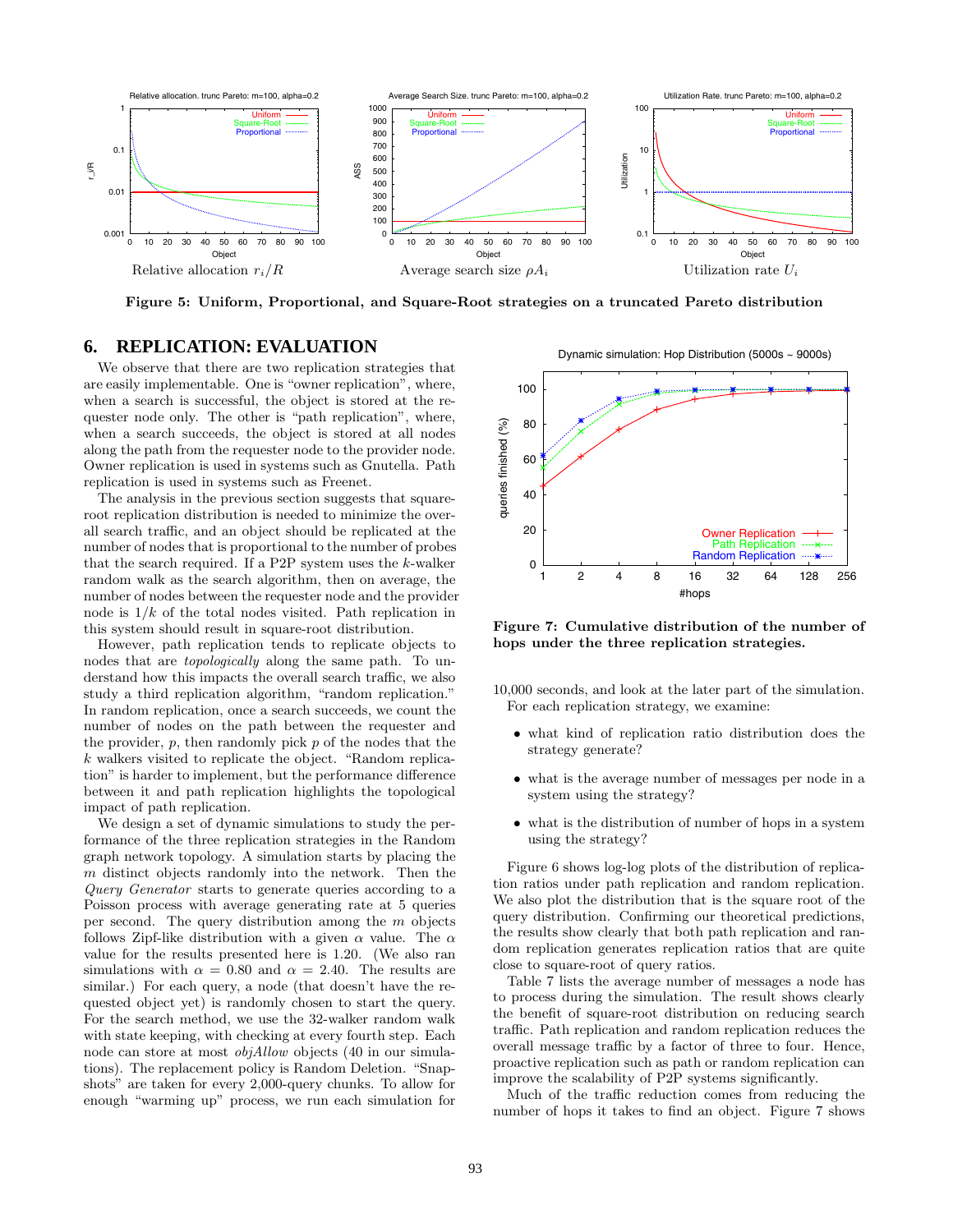Relative allocation $r_i/R$ | Average search size $\rho A_i$ | Utilization rate $U_i$

**Figure 5: Uniform, Proportional, and Square-Root strategies on a truncated Pareto distribution**

# 6. REPLICATION: EVALUATION

We observe that there are two replication strategies that are easily implementable. One is "owner replication", where, when a search is successful, the object is stored at the requester node only. The other is "path replication", where, when a search succeeds, the object is stored at all nodes along the path from the requester node to the provider node. Owner replication is used in systems such as Gnutella. Path replication is used in systems such as Freenet.

The analysis in the previous section suggests that square-root replication distribution is needed to minimize the overall search traffic, and an object should be replicated at the number of nodes that is proportional to the number of probes that the search required. If a P2P system uses the $k$-walker random walk as the search algorithm, then on average, the number of nodes between the requester node and the provider node is $1/k$ of the total nodes visited. Path replication in this system should result in square-root distribution.

However, path replication tends to replicate objects to nodes that are *topologically* along the same path. To understand how this impacts the overall search traffic, we also study a third replication algorithm, "random replication." In random replication, once a search succeeds, we count the number of nodes on the path between the requester and the provider, $p$, then randomly pick $p$ of the nodes that the $k$ walkers visited to replicate the object. "Random replication" is harder to implement, but the performance difference between it and path replication highlights the topological impact of path replication.

We design a set of dynamic simulations to study the performance of the three replication strategies in the Random graph network topology. A simulation starts by placing the $m$ distinct objects randomly into the network. Then the *Query Generator* starts to generate queries according to a Poisson process with average generating rate at 5 queries per second. The query distribution among the $m$ objects follows Zipf-like distribution with a given $\alpha$ value. The $\alpha$ value for the results presented here is 1.20. (We also ran simulations with $\alpha = 0.80$ and $\alpha = 2.40$. The results are similar.) For each query, a node (that doesn't have the requested object yet) is randomly chosen to start the query. For the search method, we use the 32-walker random walk with state keeping, with checking at every fourth step. Each node can store at most *objAllow* objects (40 in our simulations). The replacement policy is Random Deletion. "Snapshots" are taken for every 2,000-query chunks. To allow for enough "warming up" process, we run each simulation for 10,000 seconds, and look at the later part of the simulation.

For each replication strategy, we examine:

- what kind of replication ratio distribution does the strategy generate?
- what is the average number of messages per node in a system using the strategy?
- what is the distribution of number of hops in a system using the strategy?

**Figure 7: Cumulative distribution of the number of hops under the three replication strategies.**

Figure 6 shows log-log plots of the distribution of replication ratios under path replication and random replication. We also plot the distribution that is the square root of the query distribution. Confirming our theoretical predictions, the results show clearly that both path replication and random replication generates replication ratios that are quite close to square-root of query ratios.

Table 7 lists the average number of messages a node has to process during the simulation. The result shows clearly the benefit of square-root distribution on reducing search traffic. Path replication and random replication reduces the overall message traffic by a factor of three to four. Hence, proactive replication such as path or random replication can improve the scalability of P2P systems significantly.

Much of the traffic reduction comes from reducing the number of hops it takes to find an object. Figure 7 shows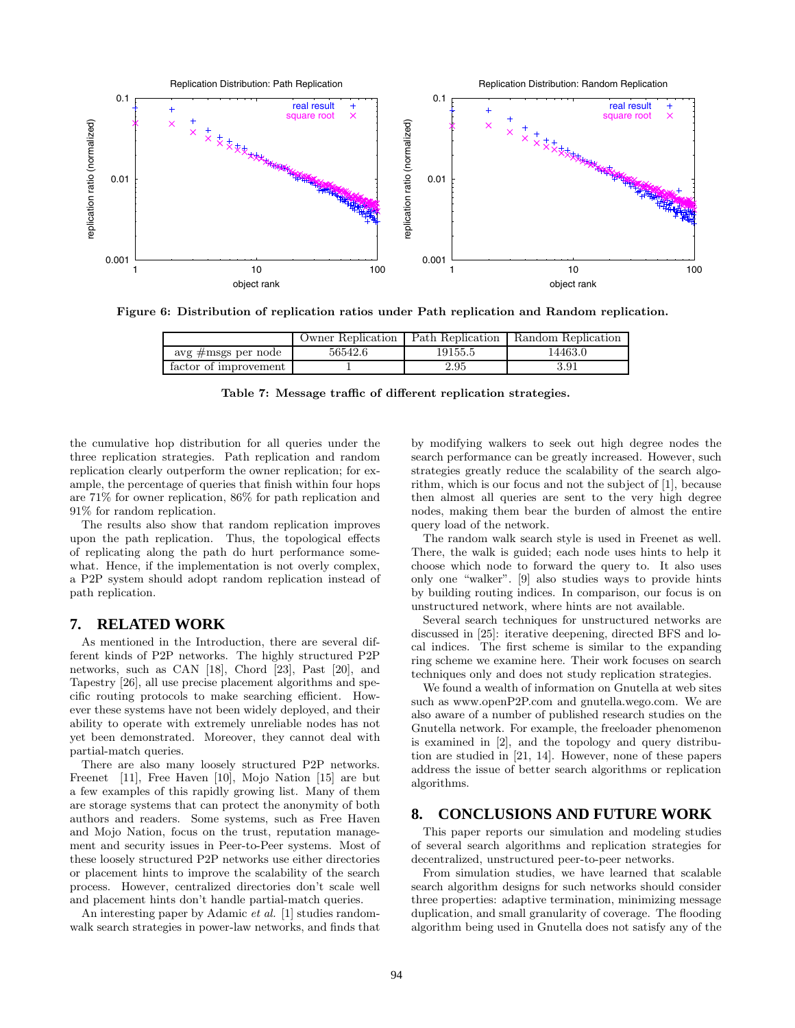Figure 6: Distribution of replication ratios under Path replication and Random replication.

| | Owner Replication | Path Replication | Random Replication |
|---|---|---|---|
| avg #msgs per node | 56542.6 | 19155.5 | 14463.0 |
| factor of improvement | 1 | 2.95 | 3.91 |

Table 7: Message traffic of different replication strategies.

the cumulative hop distribution for all queries under the three replication strategies. Path replication and random replication clearly outperform the owner replication; for example, the percentage of queries that finish within four hops are 71% for owner replication, 86% for path replication and 91% for random replication.

The results also show that random replication improves upon the path replication. Thus, the topological effects of replicating along the path do hurt performance somewhat. Hence, if the implementation is not overly complex, a P2P system should adopt random replication instead of path replication.

## 7. RELATED WORK

As mentioned in the Introduction, there are several different kinds of P2P networks. The highly structured P2P networks, such as CAN [18], Chord [23], Past [20], and Tapestry [26], all use precise placement algorithms and specific routing protocols to make searching efficient. However these systems have not been widely deployed, and their ability to operate with extremely unreliable nodes has not yet been demonstrated. Moreover, they cannot deal with partial-match queries.

There are also many loosely structured P2P networks. Freenet [11], Free Haven [10], Mojo Nation [15] are but a few examples of this rapidly growing list. Many of them are storage systems that can protect the anonymity of both authors and readers. Some systems, such as Free Haven and Mojo Nation, focus on the trust, reputation management and security issues in Peer-to-Peer systems. Most of these loosely structured P2P networks use either directories or placement hints to improve the scalability of the search process. However, centralized directories don't scale well and placement hints don't handle partial-match queries.

An interesting paper by Adamic *et al.* [1] studies random-walk search strategies in power-law networks, and finds that by modifying walkers to seek out high degree nodes the search performance can be greatly increased. However, such strategies greatly reduce the scalability of the search algorithm, which is our focus and not the subject of [1], because then almost all queries are sent to the very high degree nodes, making them bear the burden of almost the entire query load of the network.

The random walk search style is used in Freenet as well. There, the walk is guided; each node uses hints to help it choose which node to forward the query to. It also uses only one "walker". [9] also studies ways to provide hints by building routing indices. In comparison, our focus is on unstructured network, where hints are not available.

Several search techniques for unstructured networks are discussed in [25]: iterative deepening, directed BFS and local indices. The first scheme is similar to the expanding ring scheme we examine here. Their work focuses on search techniques only and does not study replication strategies.

We found a wealth of information on Gnutella at web sites such as www.openP2P.com and gnutella.wego.com. We are also aware of a number of published research studies on the Gnutella network. For example, the freeloader phenomenon is examined in [2], and the topology and query distribution are studied in [21, 14]. However, none of these papers address the issue of better search algorithms or replication algorithms.

## 8. CONCLUSIONS AND FUTURE WORK

This paper reports our simulation and modeling studies of several search algorithms and replication strategies for decentralized, unstructured peer-to-peer networks.

From simulation studies, we have learned that scalable search algorithm designs for such networks should consider three properties: adaptive termination, minimizing message duplication, and small granularity of coverage. The flooding algorithm being used in Gnutella does not satisfy any of the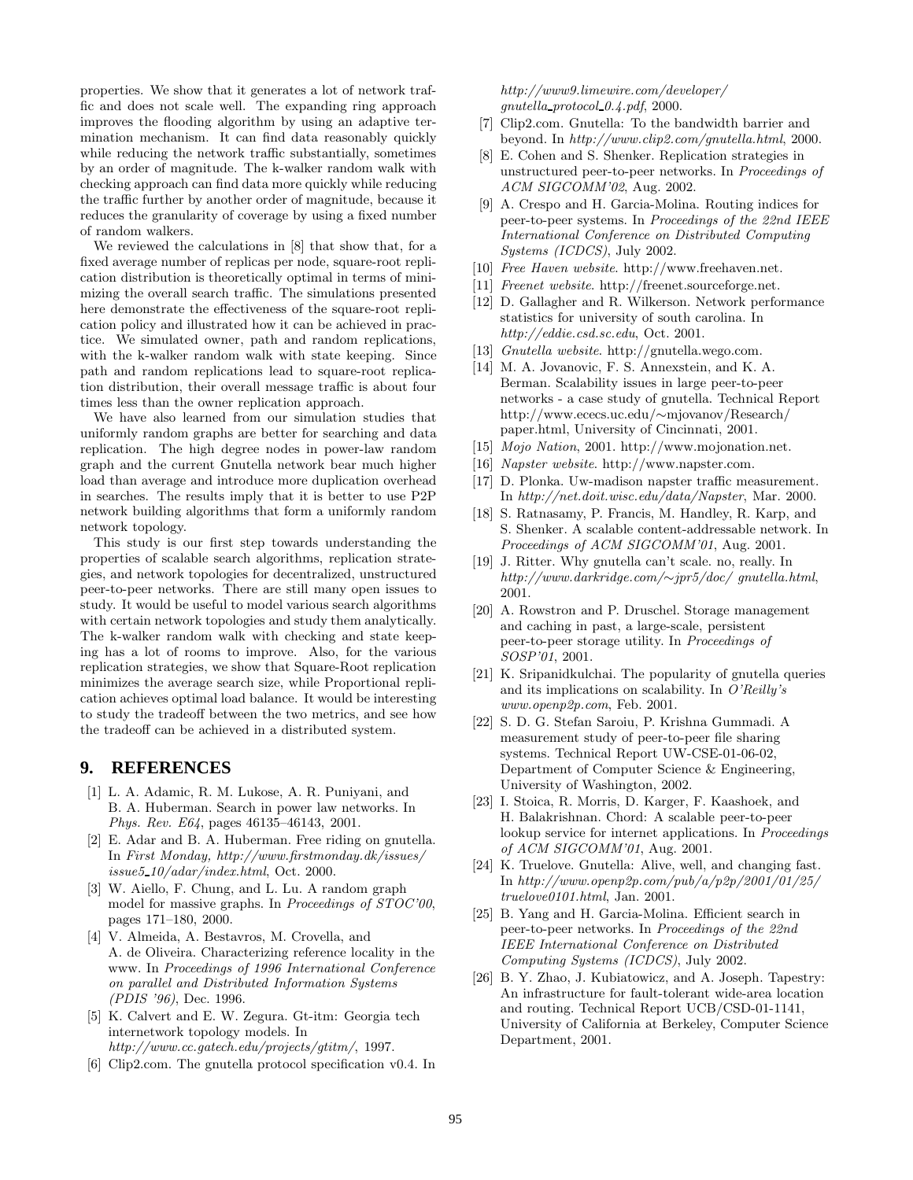properties. We show that it generates a lot of network traffic and does not scale well. The expanding ring approach improves the flooding algorithm by using an adaptive termination mechanism. It can find data reasonably quickly while reducing the network traffic substantially, sometimes by an order of magnitude. The k-walker random walk with checking approach can find data more quickly while reducing the traffic further by another order of magnitude, because it reduces the granularity of coverage by using a fixed number of random walkers.

We reviewed the calculations in [8] that show that, for a fixed average number of replicas per node, square-root replication distribution is theoretically optimal in terms of minimizing the overall search traffic. The simulations presented here demonstrate the effectiveness of the square-root replication policy and illustrated how it can be achieved in practice. We simulated owner, path and random replications, with the k-walker random walk with state keeping. Since path and random replications lead to square-root replication distribution, their overall message traffic is about four times less than the owner replication approach.

We have also learned from our simulation studies that uniformly random graphs are better for searching and data replication. The high degree nodes in power-law random graph and the current Gnutella network bear much higher load than average and introduce more duplication overhead in searches. The results imply that it is better to use P2P network building algorithms that form a uniformly random network topology.

This study is our first step towards understanding the properties of scalable search algorithms, replication strategies, and network topologies for decentralized, unstructured peer-to-peer networks. There are still many open issues to study. It would be useful to model various search algorithms with certain network topologies and study them analytically. The k-walker random walk with checking and state keeping has a lot of rooms to improve. Also, for the various replication strategies, we show that Square-Root replication minimizes the average search size, while Proportional replication achieves optimal load balance. It would be interesting to study the tradeoff between the two metrics, and see how the tradeoff can be achieved in a distributed system.

## 9. REFERENCES

[1] L. A. Adamic, R. M. Lukose, A. R. Puniyani, and B. A. Huberman. Search in power law networks. In *Phys. Rev. E64*, pages 46135–46143, 2001.

[2] E. Adar and B. A. Huberman. Free riding on gnutella. In *First Monday, http://www.firstmonday.dk/issues/issue5_10/adar/index.html*, Oct. 2000.

[3] W. Aiello, F. Chung, and L. Lu. A random graph model for massive graphs. In *Proceedings of STOC'00*, pages 171–180, 2000.

[4] V. Almeida, A. Bestavros, M. Crovella, and A. de Oliveira. Characterizing reference locality in the www. In *Proceedings of 1996 International Conference on parallel and Distributed Information Systems (PDIS '96)*, Dec. 1996.

[5] K. Calvert and E. W. Zegura. Gt-itm: Georgia tech internetwork topology models. In *http://www.cc.gatech.edu/projects/gtitm/*, 1997.

[6] Clip2.com. The gnutella protocol specification v0.4. In *http://www9.limewire.com/developer/gnutella_protocol_0.4.pdf*, 2000.

[7] Clip2.com. Gnutella: To the bandwidth barrier and beyond. In *http://www.clip2.com/gnutella.html*, 2000.

[8] E. Cohen and S. Shenker. Replication strategies in unstructured peer-to-peer networks. In *Proceedings of ACM SIGCOMM'02*, Aug. 2002.

[9] A. Crespo and H. Garcia-Molina. Routing indices for peer-to-peer systems. In *Proceedings of the 22nd IEEE International Conference on Distributed Computing Systems (ICDCS)*, July 2002.

[10] *Free Haven website*. http://www.freehaven.net.

[11] *Freenet website*. http://freenet.sourceforge.net.

[12] D. Gallagher and R. Wilkerson. Network performance statistics for university of south carolina. In *http://eddie.csd.sc.edu*, Oct. 2001.

[13] *Gnutella website*. http://gnutella.wego.com.

[14] M. A. Jovanovic, F. S. Annexstein, and K. A. Berman. Scalability issues in large peer-to-peer networks - a case study of gnutella. Technical Report http://www.ececs.uc.edu/∼mjovanov/Research/paper.html, University of Cincinnati, 2001.

[15] *Mojo Nation*, 2001. http://www.mojonation.net.

[16] *Napster website*. http://www.napster.com.

[17] D. Plonka. Uw-madison napster traffic measurement. In *http://net.doit.wisc.edu/data/Napster*, Mar. 2000.

[18] S. Ratnasamy, P. Francis, M. Handley, R. Karp, and S. Shenker. A scalable content-addressable network. In *Proceedings of ACM SIGCOMM'01*, Aug. 2001.

[19] J. Ritter. Why gnutella can't scale. no, really. In *http://www.darkridge.com/∼jpr5/doc/ gnutella.html*, 2001.

[20] A. Rowstron and P. Druschel. Storage management and caching in past, a large-scale, persistent peer-to-peer storage utility. In *Proceedings of SOSP'01*, 2001.

[21] K. Sripanidkulchai. The popularity of gnutella queries and its implications on scalability. In *O'Reilly's www.openp2p.com*, Feb. 2001.

[22] S. D. G. Stefan Saroiu, P. Krishna Gummadi. A measurement study of peer-to-peer file sharing systems. Technical Report UW-CSE-01-06-02, Department of Computer Science & Engineering, University of Washington, 2002.

[23] I. Stoica, R. Morris, D. Karger, F. Kaashoek, and H. Balakrishnan. Chord: A scalable peer-to-peer lookup service for internet applications. In *Proceedings of ACM SIGCOMM'01*, Aug. 2001.

[24] K. Truelove. Gnutella: Alive, well, and changing fast. In *http://www.openp2p.com/pub/a/p2p/2001/01/25/truelove0101.html*, Jan. 2001.

[25] B. Yang and H. Garcia-Molina. Efficient search in peer-to-peer networks. In *Proceedings of the 22nd IEEE International Conference on Distributed Computing Systems (ICDCS)*, July 2002.

[26] B. Y. Zhao, J. Kubiatowicz, and A. Joseph. Tapestry: An infrastructure for fault-tolerant wide-area location and routing. Technical Report UCB/CSD-01-1141, University of California at Berkeley, Computer Science Department, 2001.